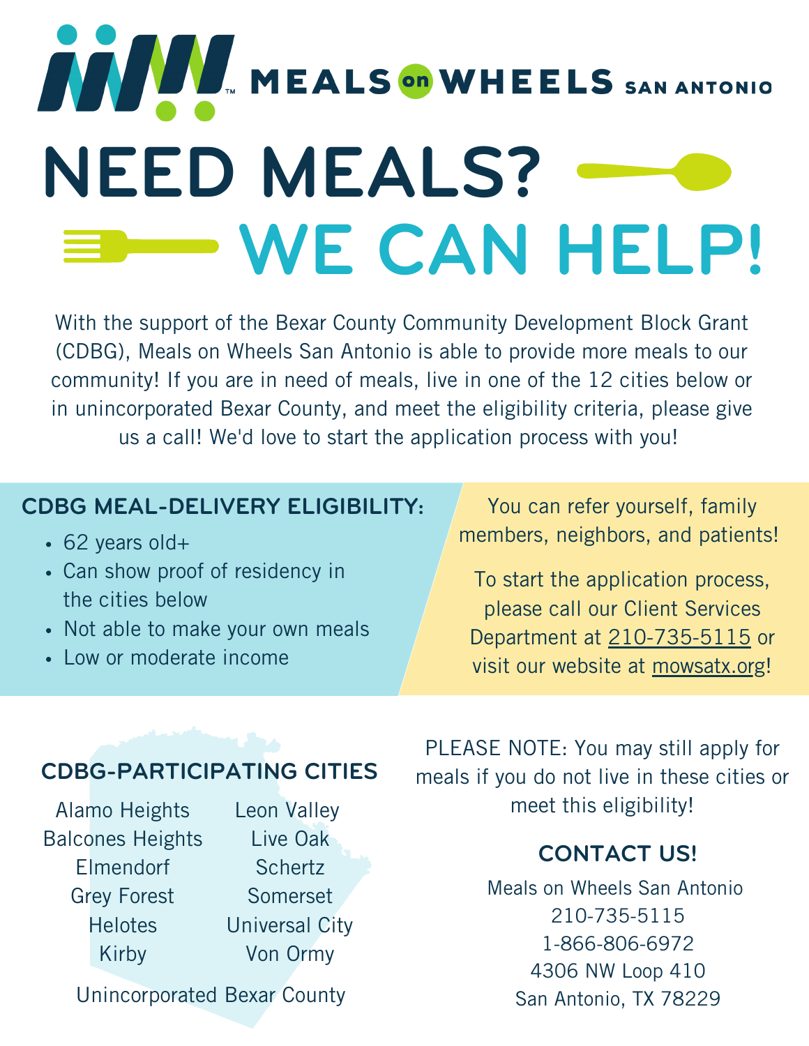# MEALS on WHEELS SAN ANTONIO

# NEED MEALS? WE CAN HELP!

With the support of the Bexar County Community Development Block Grant (CDBG), Meals on Wheels San Antonio is able to provide more meals to our community! If you are in need of meals, live in one of the 12 cities below or in unincorporated Bexar County, and meet the eligibility criteria, please give us a call! We'd love to start the application process with you!

## CDBG MEAL-DELIVERY ELIGIBILITY:

- 62 years old+
- Can show proof of residency in the cities below
- Not able to make your own meals
- Low or moderate income

You can refer yourself, family members, neighbors, and patients!

To start the application process, please call our Client Services Department at 210-735-5115 or visit our website at mowsatx.org!

## CDBG-PARTICIPATING CITIES

- Alamo Heights
- Balcones Heights
- Elmendorf
- Grey Forest
- Helotes
- Kirby
- Leon Valley
- Live Oak
- Schertz
- Somerset
- Universal City
- Von Ormy

Unincorporated Bexar County

PLEASE NOTE: You may still apply for meals if you do not live in these cities or meet this eligibility!

## CONTACT US!

Meals on Wheels San Antonio
210-735-5115
1-866-806-6972
4306 NW Loop 410
San Antonio, TX 78229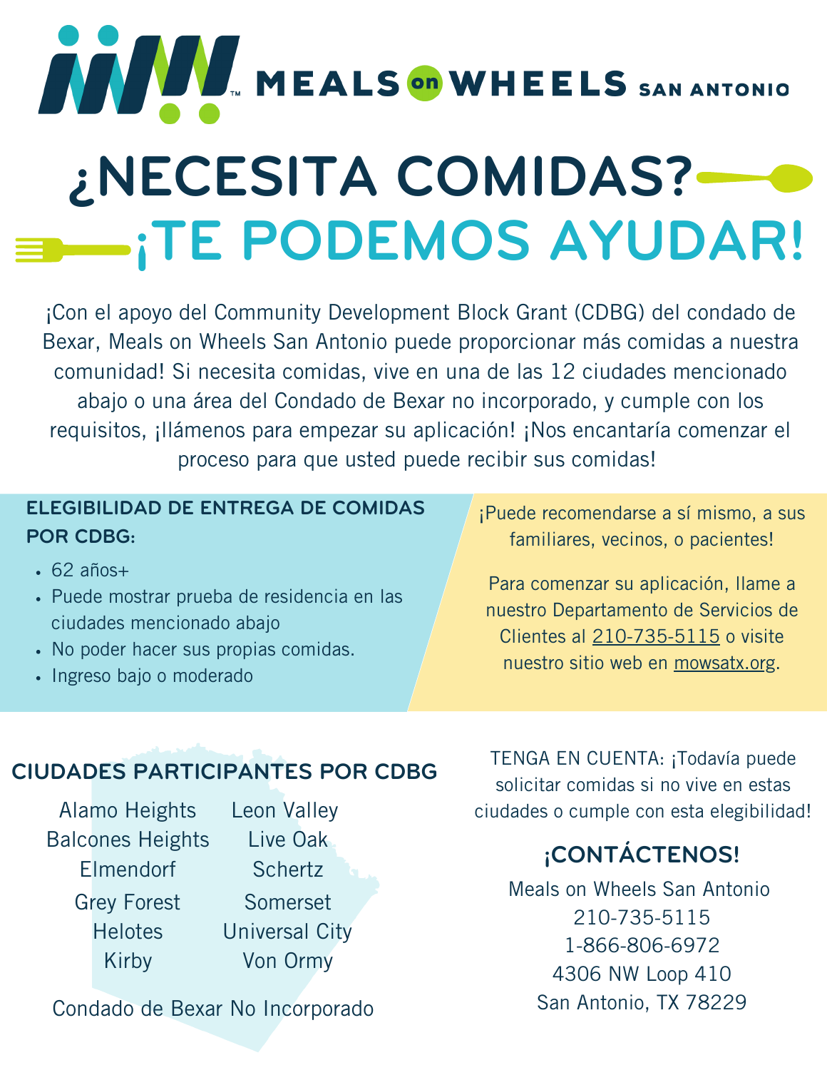MEALS on WHEELS SAN ANTONIO

# ¿NECESITA COMIDAS?
# ¡TE PODEMOS AYUDAR!

¡Con el apoyo del Community Development Block Grant (CDBG) del condado de Bexar, Meals on Wheels San Antonio puede proporcionar más comidas a nuestra comunidad! Si necesita comidas, vive en una de las 12 ciudades mencionado abajo o una área del Condado de Bexar no incorporado, y cumple con los requisitos, ¡llámenos para empezar su aplicación! ¡Nos encantaría comenzar el proceso para que usted puede recibir sus comidas!

## ELEGIBILIDAD DE ENTREGA DE COMIDAS POR CDBG:

- 62 años+
- Puede mostrar prueba de residencia en las ciudades mencionado abajo
- No poder hacer sus propias comidas.
- Ingreso bajo o moderado

¡Puede recomendarse a sí mismo, a sus familiares, vecinos, o pacientes!

Para comenzar su aplicación, llame a nuestro Departamento de Servicios de Clientes al 210-735-5115 o visite nuestro sitio web en mowsatx.org.

## CIUDADES PARTICIPANTES POR CDBG

- Alamo Heights
- Balcones Heights
- Elmendorf
- Grey Forest
- Helotes
- Kirby
- Leon Valley
- Live Oak
- Schertz
- Somerset
- Universal City
- Von Ormy

Condado de Bexar No Incorporado

TENGA EN CUENTA: ¡Todavía puede solicitar comidas si no vive en estas ciudades o cumple con esta elegibilidad!

## ¡CONTÁCTENOS!

Meals on Wheels San Antonio
210-735-5115
1-866-806-6972
4306 NW Loop 410
San Antonio, TX 78229